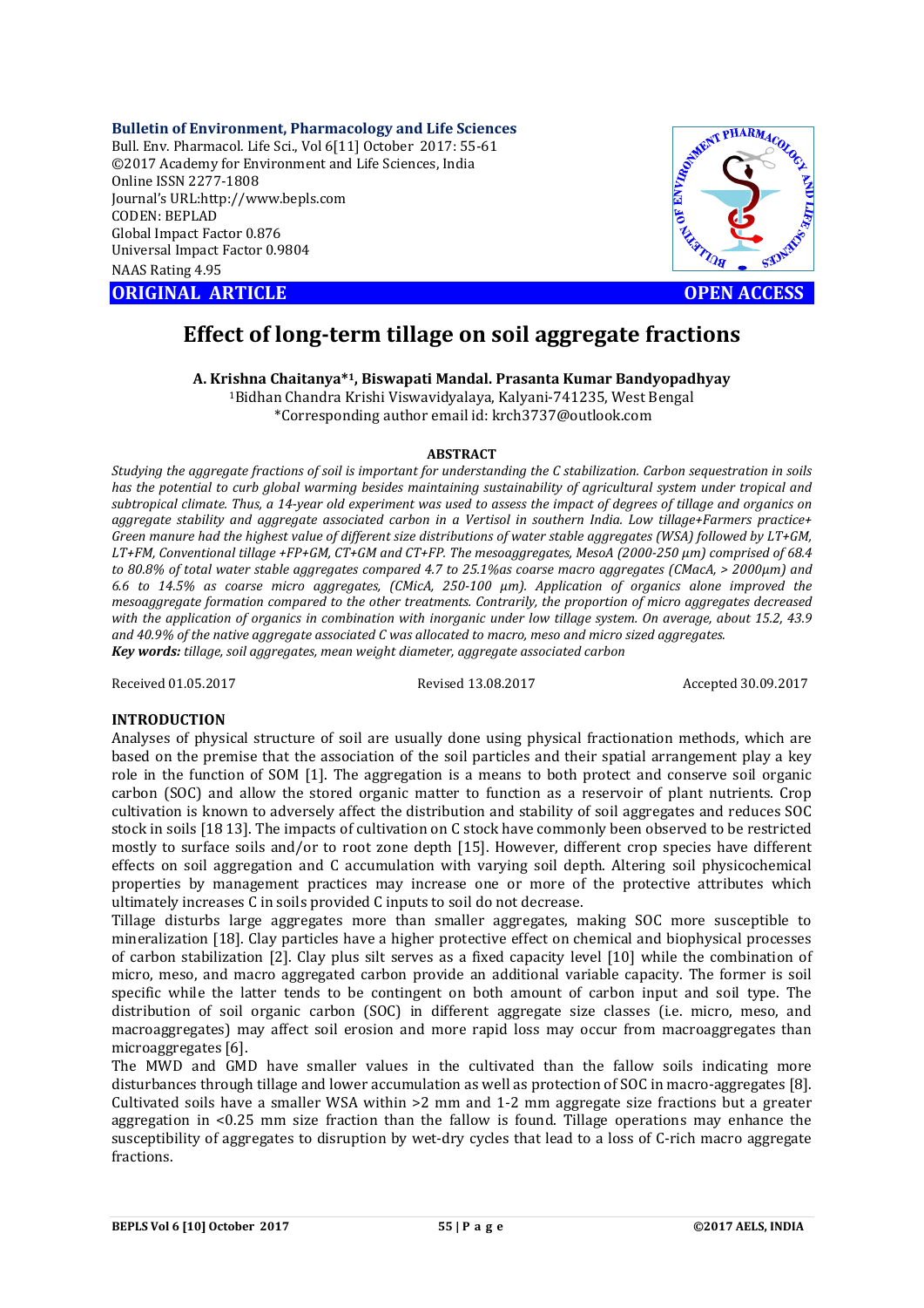Bulletin of Environment, Pharmacology and Life Sciences
Bull. Env. Pharmacol. Life Sci., Vol 6[11] October 2017: 55-61
©2017 Academy for Environment and Life Sciences, India
Online ISSN 2277-1808
Journal's URL:http://www.bepls.com
CODEN: BEPLAD
Global Impact Factor 0.876
Universal Impact Factor 0.9804
NAAS Rating 4.95

**ORIGINAL ARTICLE** **OPEN ACCESS**

# Effect of long-term tillage on soil aggregate fractions

**A. Krishna Chaitanya*[1], Biswapati Mandal. Prasanta Kumar Bandyopadhyay**

[1]Bidhan Chandra Krishi Viswavidyalaya, Kalyani-741235, West Bengal
*Corresponding author email id: krch3737@outlook.com

**ABSTRACT**

*Studying the aggregate fractions of soil is important for understanding the C stabilization. Carbon sequestration in soils has the potential to curb global warming besides maintaining sustainability of agricultural system under tropical and subtropical climate. Thus, a 14-year old experiment was used to assess the impact of degrees of tillage and organics on aggregate stability and aggregate associated carbon in a Vertisol in southern India. Low tillage+Farmers practice+ Green manure had the highest value of different size distributions of water stable aggregates (WSA) followed by LT+GM, LT+FM, Conventional tillage +FP+GM, CT+GM and CT+FP. The mesoaggregates, MesoA (2000-250 µm) comprised of 68.4 to 80.8% of total water stable aggregates compared 4.7 to 25.1%as coarse macro aggregates (CMacA, > 2000µm) and 6.6 to 14.5% as coarse micro aggregates, (CMicA, 250-100 µm). Application of organics alone improved the mesoaggregate formation compared to the other treatments. Contrarily, the proportion of micro aggregates decreased with the application of organics in combination with inorganic under low tillage system. On average, about 15.2, 43.9 and 40.9% of the native aggregate associated C was allocated to macro, meso and micro sized aggregates.*

***Key words:** tillage, soil aggregates, mean weight diameter, aggregate associated carbon*

Received 01.05.2017 Revised 13.08.2017 Accepted 30.09.2017

## INTRODUCTION

Analyses of physical structure of soil are usually done using physical fractionation methods, which are based on the premise that the association of the soil particles and their spatial arrangement play a key role in the function of SOM [1]. The aggregation is a means to both protect and conserve soil organic carbon (SOC) and allow the stored organic matter to function as a reservoir of plant nutrients. Crop cultivation is known to adversely affect the distribution and stability of soil aggregates and reduces SOC stock in soils [18 13]. The impacts of cultivation on C stock have commonly been observed to be restricted mostly to surface soils and/or to root zone depth [15]. However, different crop species have different effects on soil aggregation and C accumulation with varying soil depth. Altering soil physicochemical properties by management practices may increase one or more of the protective attributes which ultimately increases C in soils provided C inputs to soil do not decrease.

Tillage disturbs large aggregates more than smaller aggregates, making SOC more susceptible to mineralization [18]. Clay particles have a higher protective effect on chemical and biophysical processes of carbon stabilization [2]. Clay plus silt serves as a fixed capacity level [10] while the combination of micro, meso, and macro aggregated carbon provide an additional variable capacity. The former is soil specific while the latter tends to be contingent on both amount of carbon input and soil type. The distribution of soil organic carbon (SOC) in different aggregate size classes (i.e. micro, meso, and macroaggregates) may affect soil erosion and more rapid loss may occur from macroaggregates than microaggregates [6].

The MWD and GMD have smaller values in the cultivated than the fallow soils indicating more disturbances through tillage and lower accumulation as well as protection of SOC in macro-aggregates [8]. Cultivated soils have a smaller WSA within >2 mm and 1-2 mm aggregate size fractions but a greater aggregation in <0.25 mm size fraction than the fallow is found. Tillage operations may enhance the susceptibility of aggregates to disruption by wet-dry cycles that lead to a loss of C-rich macro aggregate fractions.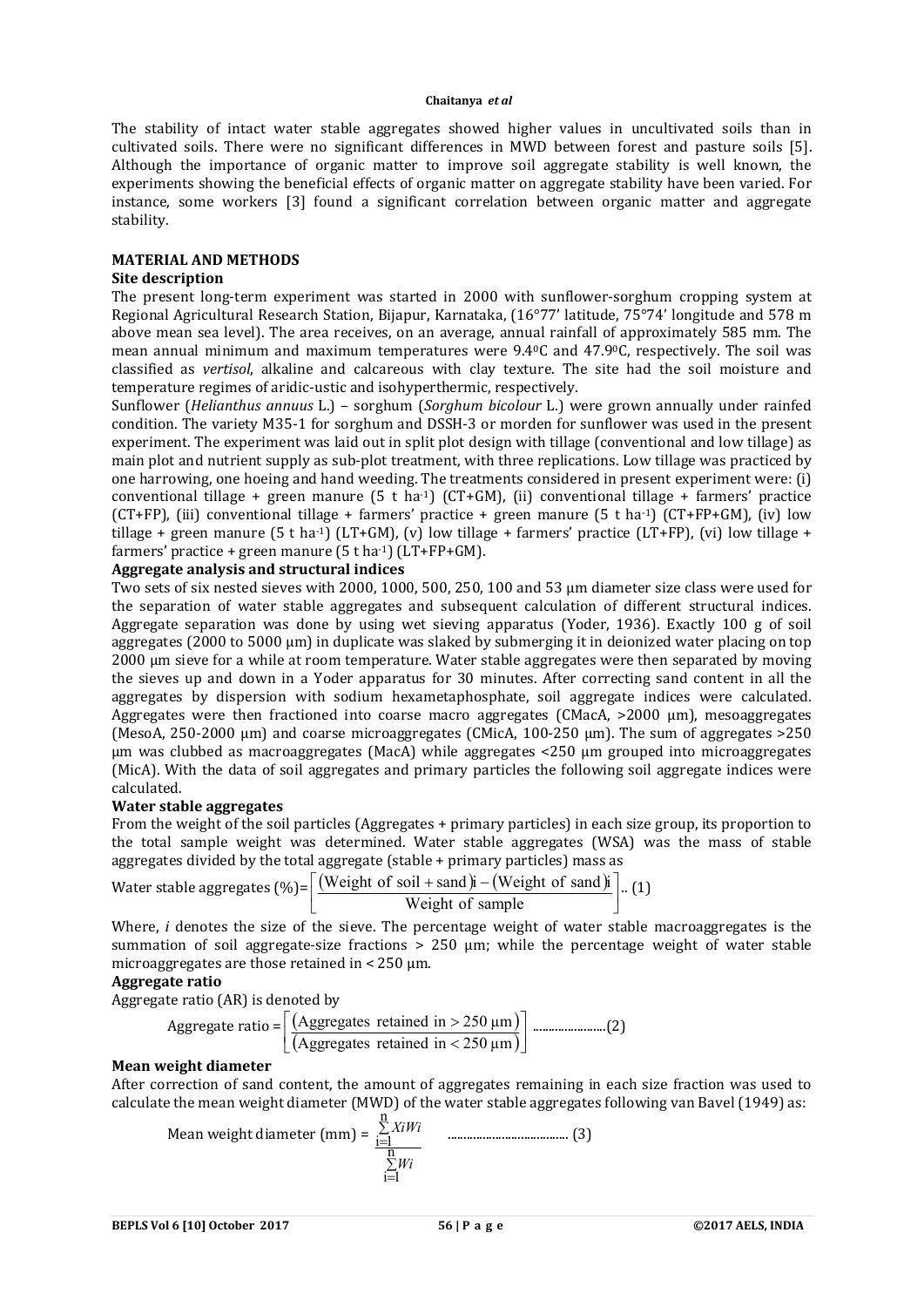The stability of intact water stable aggregates showed higher values in uncultivated soils than in cultivated soils. There were no significant differences in MWD between forest and pasture soils [5]. Although the importance of organic matter to improve soil aggregate stability is well known, the experiments showing the beneficial effects of organic matter on aggregate stability have been varied. For instance, some workers [3] found a significant correlation between organic matter and aggregate stability.

## MATERIAL AND METHODS

### Site description

The present long-term experiment was started in 2000 with sunflower-sorghum cropping system at Regional Agricultural Research Station, Bijapur, Karnataka, (16°77' latitude, 75°74' longitude and 578 m above mean sea level). The area receives, on an average, annual rainfall of approximately 585 mm. The mean annual minimum and maximum temperatures were 9.4$^0$C and 47.9$^0$C, respectively. The soil was classified as *vertisol*, alkaline and calcareous with clay texture. The site had the soil moisture and temperature regimes of aridic-ustic and isohyperthermic, respectively.

Sunflower (*Helianthus annuus* L.) – sorghum (*Sorghum bicolour* L.) were grown annually under rainfed condition. The variety M35-1 for sorghum and DSSH-3 or morden for sunflower was used in the present experiment. The experiment was laid out in split plot design with tillage (conventional and low tillage) as main plot and nutrient supply as sub-plot treatment, with three replications. Low tillage was practiced by one harrowing, one hoeing and hand weeding. The treatments considered in present experiment were: (i) conventional tillage + green manure (5 t ha$^{-1}$) (CT+GM), (ii) conventional tillage + farmers' practice (CT+FP), (iii) conventional tillage + farmers' practice + green manure (5 t ha$^{-1}$) (CT+FP+GM), (iv) low tillage + green manure (5 t ha$^{-1}$) (LT+GM), (v) low tillage + farmers' practice (LT+FP), (vi) low tillage + farmers' practice + green manure (5 t ha$^{-1}$) (LT+FP+GM).

### Aggregate analysis and structural indices

Two sets of six nested sieves with 2000, 1000, 500, 250, 100 and 53 µm diameter size class were used for the separation of water stable aggregates and subsequent calculation of different structural indices. Aggregate separation was done by using wet sieving apparatus (Yoder, 1936). Exactly 100 g of soil aggregates (2000 to 5000 µm) in duplicate was slaked by submerging it in deionized water placing on top 2000 µm sieve for a while at room temperature. Water stable aggregates were then separated by moving the sieves up and down in a Yoder apparatus for 30 minutes. After correcting sand content in all the aggregates by dispersion with sodium hexametaphosphate, soil aggregate indices were calculated. Aggregates were then fractioned into coarse macro aggregates (CMacA, >2000 µm), mesoaggregates (MesoA, 250-2000 µm) and coarse microaggregates (CMicA, 100-250 µm). The sum of aggregates >250 µm was clubbed as macroaggregates (MacA) while aggregates <250 µm grouped into microaggregates (MicA). With the data of soil aggregates and primary particles the following soil aggregate indices were calculated.

### Water stable aggregates

From the weight of the soil particles (Aggregates + primary particles) in each size group, its proportion to the total sample weight was determined. Water stable aggregates (WSA) was the mass of stable aggregates divided by the total aggregate (stable + primary particles) mass as

$$\text{Water stable aggregates (\%)} = \left[\frac{(\text{Weight of soil + sand})i - (\text{Weight of sand})i}{\text{Weight of sample}}\right] \quad (1)$$

Where, *i* denotes the size of the sieve. The percentage weight of water stable macroaggregates is the summation of soil aggregate-size fractions > 250 µm; while the percentage weight of water stable microaggregates are those retained in < 250 µm.

### Aggregate ratio

Aggregate ratio (AR) is denoted by

$$\text{Aggregate ratio} = \left[\frac{(\text{Aggregates retained in} > 250\ \mu\text{m})}{(\text{Aggregates retained in} < 250\ \mu\text{m})}\right] \quad (2)$$

### Mean weight diameter

After correction of sand content, the amount of aggregates remaining in each size fraction was used to calculate the mean weight diameter (MWD) of the water stable aggregates following van Bavel (1949) as:

$$\text{Mean weight diameter (mm)} = \frac{\sum_{i=1}^{n} X_i W_i}{\sum_{i=1}^{n} W_i} \quad (3)$$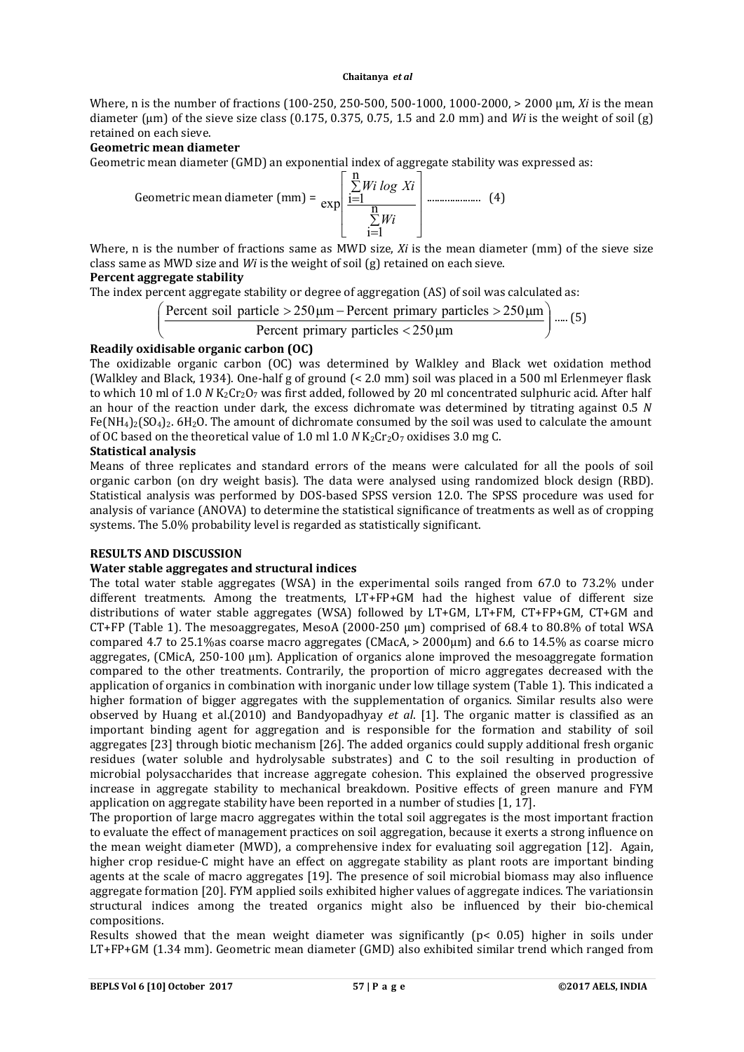Where, n is the number of fractions (100-250, 250-500, 500-1000, 1000-2000, > 2000 µm, $Xi$ is the mean diameter (µm) of the sieve size class (0.175, 0.375, 0.75, 1.5 and 2.0 mm) and $Wi$ is the weight of soil (g) retained on each sieve.

**Geometric mean diameter**

Geometric mean diameter (GMD) an exponential index of aggregate stability was expressed as:

$$\text{Geometric mean diameter (mm)} = \exp\left[\frac{\sum_{i=1}^{n} Wi \log Xi}{\sum_{i=1}^{n} Wi}\right] \quad \text{.................... (4)}$$

Where, n is the number of fractions same as MWD size, $Xi$ is the mean diameter (mm) of the sieve size class same as MWD size and $Wi$ is the weight of soil (g) retained on each sieve.

**Percent aggregate stability**

The index percent aggregate stability or degree of aggregation (AS) of soil was calculated as:

$$\left(\frac{\text{Percent soil particle} > 250\,\mu\text{m} - \text{Percent primary particles} > 250\,\mu\text{m}}{\text{Percent primary particles} < 250\,\mu\text{m}}\right) \text{..... (5)}$$

**Readily oxidisable organic carbon (OC)**

The oxidizable organic carbon (OC) was determined by Walkley and Black wet oxidation method (Walkley and Black, 1934). One-half g of ground (< 2.0 mm) soil was placed in a 500 ml Erlenmeyer flask to which 10 ml of 1.0 *N* $K_2Cr_2O_7$ was first added, followed by 20 ml concentrated sulphuric acid. After half an hour of the reaction under dark, the excess dichromate was determined by titrating against 0.5 *N* $Fe(NH_4)_2(SO_4)_2 \cdot 6H_2O$. The amount of dichromate consumed by the soil was used to calculate the amount of OC based on the theoretical value of 1.0 ml 1.0 *N* $K_2Cr_2O_7$ oxidises 3.0 mg C.

**Statistical analysis**

Means of three replicates and standard errors of the means were calculated for all the pools of soil organic carbon (on dry weight basis). The data were analysed using randomized block design (RBD). Statistical analysis was performed by DOS-based SPSS version 12.0. The SPSS procedure was used for analysis of variance (ANOVA) to determine the statistical significance of treatments as well as of cropping systems. The 5.0% probability level is regarded as statistically significant.

## RESULTS AND DISCUSSION

**Water stable aggregates and structural indices**

The total water stable aggregates (WSA) in the experimental soils ranged from 67.0 to 73.2% under different treatments. Among the treatments, LT+FP+GM had the highest value of different size distributions of water stable aggregates (WSA) followed by LT+GM, LT+FM, CT+FP+GM, CT+GM and CT+FP (Table 1). The mesoaggregates, MesoA (2000-250 µm) comprised of 68.4 to 80.8% of total WSA compared 4.7 to 25.1%as coarse macro aggregates (CMacA, > 2000µm) and 6.6 to 14.5% as coarse micro aggregates, (CMicA, 250-100 µm). Application of organics alone improved the mesoaggregate formation compared to the other treatments. Contrarily, the proportion of micro aggregates decreased with the application of organics in combination with inorganic under low tillage system (Table 1). This indicated a higher formation of bigger aggregates with the supplementation of organics. Similar results also were observed by Huang et al.(2010) and Bandyopadhyay *et al*. [1]. The organic matter is classified as an important binding agent for aggregation and is responsible for the formation and stability of soil aggregates [23] through biotic mechanism [26]. The added organics could supply additional fresh organic residues (water soluble and hydrolysable substrates) and C to the soil resulting in production of microbial polysaccharides that increase aggregate cohesion. This explained the observed progressive increase in aggregate stability to mechanical breakdown. Positive effects of green manure and FYM application on aggregate stability have been reported in a number of studies [1, 17].

The proportion of large macro aggregates within the total soil aggregates is the most important fraction to evaluate the effect of management practices on soil aggregation, because it exerts a strong influence on the mean weight diameter (MWD), a comprehensive index for evaluating soil aggregation [12]. Again, higher crop residue-C might have an effect on aggregate stability as plant roots are important binding agents at the scale of macro aggregates [19]. The presence of soil microbial biomass may also influence aggregate formation [20]. FYM applied soils exhibited higher values of aggregate indices. The variationsin structural indices among the treated organics might also be influenced by their bio-chemical compositions.

Results showed that the mean weight diameter was significantly ($p < 0.05$) higher in soils under LT+FP+GM (1.34 mm). Geometric mean diameter (GMD) also exhibited similar trend which ranged from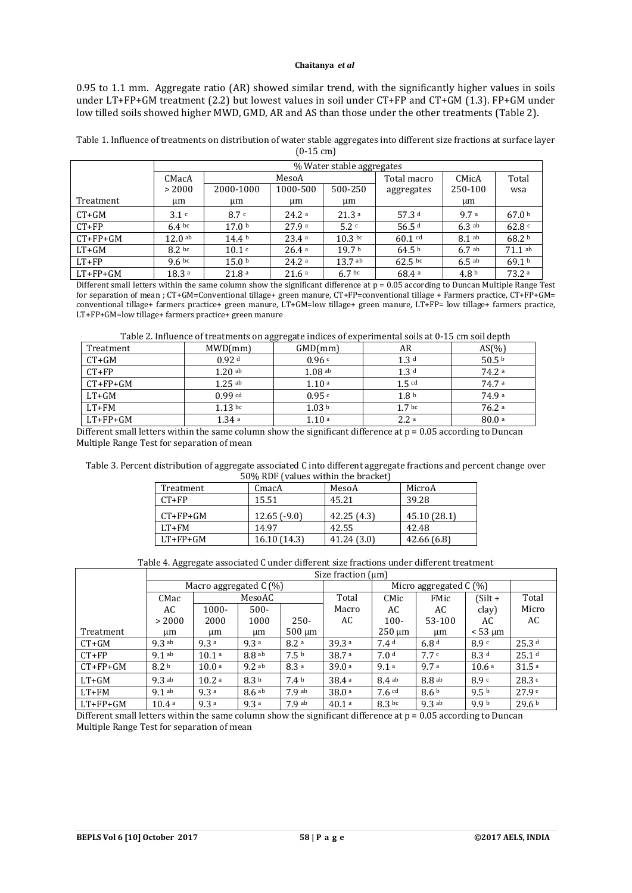0.95 to 1.1 mm. Aggregate ratio (AR) showed similar trend, with the significantly higher values in soils under LT+FP+GM treatment (2.2) but lowest values in soil under CT+FP and CT+GM (1.3). FP+GM under low tilled soils showed higher MWD, GMD, AR and AS than those under the other treatments (Table 2).

Table 1. Influence of treatments on distribution of water stable aggregates into different size fractions at surface layer (0-15 cm)

| | % Water stable aggregates | | | | | | |
|---|---|---|---|---|---|---|---|
| | CMacA | MesoA | | | Total macro | CMicA | Total |
| Treatment | > 2000 µm | 2000-1000 µm | 1000-500 µm | 500-250 µm | aggregates | 250-100 µm | wsa |
| CT+GM | 3.1 [c] | 8.7 [c] | 24.2 [a] | 21.3 [a] | 57.3 [d] | 9.7 [a] | 67.0 [b] |
| CT+FP | 6.4 [bc] | 17.0 [b] | 27.9 [a] | 5.2 [c] | 56.5 [d] | 6.3 [ab] | 62.8 [c] |
| CT+FP+GM | 12.0 [ab] | 14.4 [b] | 23.4 [a] | 10.3 [bc] | 60.1 [cd] | 8.1 [ab] | 68.2 [b] |
| LT+GM | 8.2 [bc] | 10.1 [c] | 26.4 [a] | 19.7 [b] | 64.5 [b] | 6.7 [ab] | 71.1 [ab] |
| LT+FP | 9.6 [bc] | 15.0 [b] | 24.2 [a] | 13.7 [ab] | 62.5 [bc] | 6.5 [ab] | 69.1 [b] |
| LT+FP+GM | 18.3 [a] | 21.8 [a] | 21.6 [a] | 6.7 [bc] | 68.4 [a] | 4.8 [b] | 73.2 [a] |

Different small letters within the same column show the significant difference at $p = 0.05$ according to Duncan Multiple Range Test for separation of mean ; CT+GM=Conventional tillage+ green manure, CT+FP=conventional tillage + Farmers practice, CT+FP+GM= conventional tillage+ farmers practice+ green manure, LT+GM=low tillage+ green manure, LT+FP= low tillage+ farmers practice, LT+FP+GM=low tillage+ farmers practice+ green manure

Table 2. Influence of treatments on aggregate indices of experimental soils at 0-15 cm soil depth

| Treatment | MWD(mm) | GMD(mm) | AR | AS(%) |
|---|---|---|---|---|
| CT+GM | 0.92 [d] | 0.96 [c] | 1.3 [d] | 50.5 [b] |
| CT+FP | 1.20 [ab] | 1.08 [ab] | 1.3 [d] | 74.2 [a] |
| CT+FP+GM | 1.25 [ab] | 1.10 [a] | 1.5 [cd] | 74.7 [a] |
| LT+GM | 0.99 [cd] | 0.95 [c] | 1.8 [b] | 74.9 [a] |
| LT+FM | 1.13 [bc] | 1.03 [b] | 1.7 [bc] | 76.2 [a] |
| LT+FP+GM | 1.34 [a] | 1.10 [a] | 2.2 [a] | 80.0 [a] |

Different small letters within the same column show the significant difference at $p = 0.05$ according to Duncan Multiple Range Test for separation of mean

Table 3. Percent distribution of aggregate associated C into different aggregate fractions and percent change over 50% RDF (values within the bracket)

| Treatment | CmacA | MesoA | MicroA |
|---|---|---|---|
| CT+FP | 15.51 | 45.21 | 39.28 |
| CT+FP+GM | 12.65 (-9.0) | 42.25 (4.3) | 45.10 (28.1) |
| LT+FM | 14.97 | 42.55 | 42.48 |
| LT+FP+GM | 16.10 (14.3) | 41.24 (3.0) | 42.66 (6.8) |

Table 4. Aggregate associated C under different size fractions under different treatment

| | Size fraction (µm) | | | | | | | | |
|---|---|---|---|---|---|---|---|---|---|
| | Macro aggregated C (%) | | | | | Micro aggregated C (%) | | | |
| | CMac AC | MesoAC | | | Total Macro | CMic AC | FMic AC | (Silt + clay) | Total Micro |
| Treatment | > 2000 µm | 1000-2000 µm | 500-1000 µm | 250-500 µm | AC | 100-250 µm | 53-100 µm | AC < 53 µm | AC |
| CT+GM | 9.3 [ab] | 9.3 [a] | 9.3 [a] | 8.2 [a] | 39.3 [a] | 7.4 [d] | 6.8 [d] | 8.9 [c] | 25.3 [d] |
| CT+FP | 9.1 [ab] | 10.1 [a] | 8.8 [ab] | 7.5 [b] | 38.7 [a] | 7.0 [d] | 7.7 [c] | 8.3 [d] | 25.1 [d] |
| CT+FP+GM | 8.2 [b] | 10.0 [a] | 9.2 [ab] | 8.3 [a] | 39.0 [a] | 9.1 [a] | 9.7 [a] | 10.6 [a] | 31.5 [a] |
| LT+GM | 9.3 [ab] | 10.2 [a] | 8.3 [b] | 7.4 [b] | 38.4 [a] | 8.4 [ab] | 8.8 [ab] | 8.9 [c] | 28.3 [c] |
| LT+FM | 9.1 [ab] | 9.3 [a] | 8.6 [ab] | 7.9 [ab] | 38.0 [a] | 7.6 [cd] | 8.6 [b] | 9.5 [b] | 27.9 [c] |
| LT+FP+GM | 10.4 [a] | 9.3 [a] | 9.3 [a] | 7.9 [ab] | 40.1 [a] | 8.3 [bc] | 9.3 [ab] | 9.9 [b] | 29.6 [b] |

Different small letters within the same column show the significant difference at $p = 0.05$ according to Duncan Multiple Range Test for separation of mean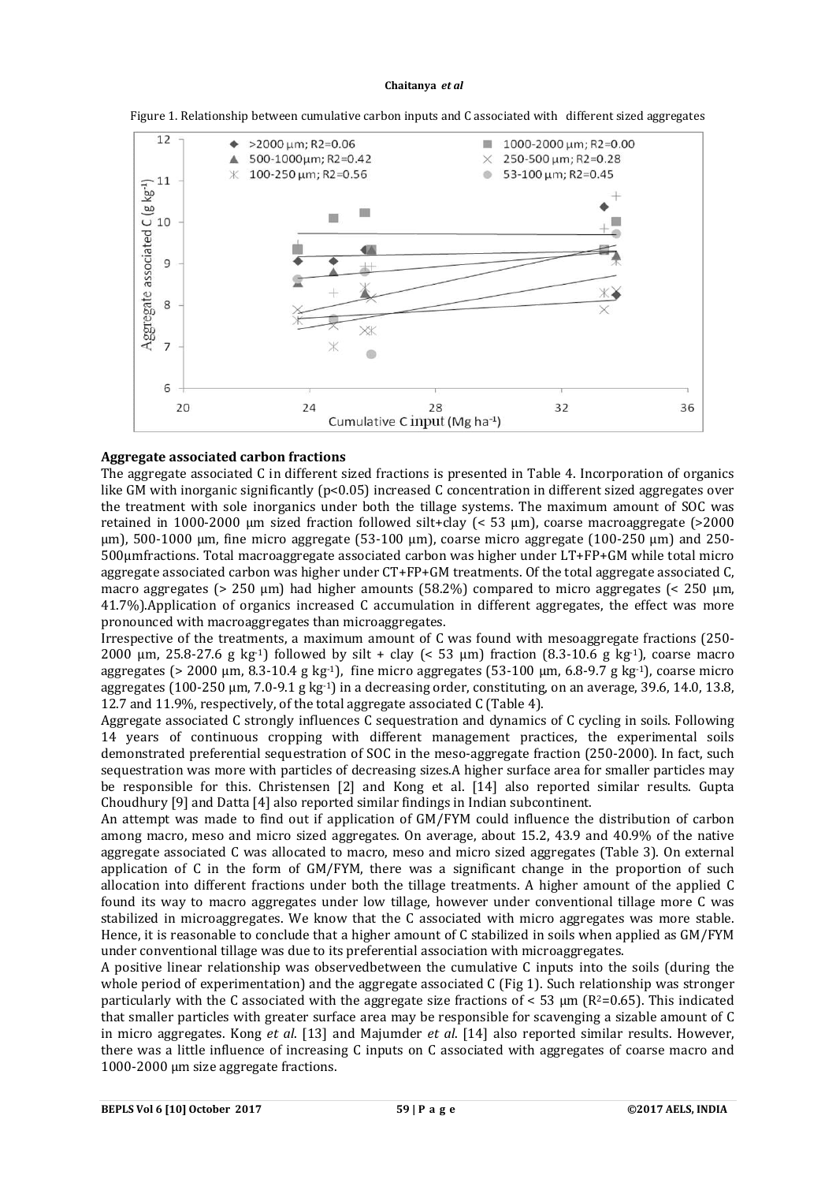Figure 1. Relationship between cumulative carbon inputs and C associated with different sized aggregates

## Aggregate associated carbon fractions

The aggregate associated C in different sized fractions is presented in Table 4. Incorporation of organics like GM with inorganic significantly ($p<0.05$) increased C concentration in different sized aggregates over the treatment with sole inorganics under both the tillage systems. The maximum amount of SOC was retained in 1000-2000 μm sized fraction followed silt+clay (< 53 μm), coarse macroaggregate (>2000 μm), 500-1000 μm, fine micro aggregate (53-100 μm), coarse micro aggregate (100-250 μm) and 250-500μmfractions. Total macroaggregate associated carbon was higher under LT+FP+GM while total micro aggregate associated carbon was higher under CT+FP+GM treatments. Of the total aggregate associated C, macro aggregates (> 250 μm) had higher amounts (58.2%) compared to micro aggregates (< 250 μm, 41.7%).Application of organics increased C accumulation in different aggregates, the effect was more pronounced with macroaggregates than microaggregates.

Irrespective of the treatments, a maximum amount of C was found with mesoaggregate fractions (250-2000 μm, 25.8-27.6 g $kg^{-1}$) followed by silt + clay (< 53 μm) fraction (8.3-10.6 g $kg^{-1}$), coarse macro aggregates (> 2000 μm, 8.3-10.4 g $kg^{-1}$), fine micro aggregates (53-100 μm, 6.8-9.7 g $kg^{-1}$), coarse micro aggregates (100-250 μm, 7.0-9.1 g $kg^{-1}$) in a decreasing order, constituting, on an average, 39.6, 14.0, 13.8, 12.7 and 11.9%, respectively, of the total aggregate associated C (Table 4).

Aggregate associated C strongly influences C sequestration and dynamics of C cycling in soils. Following 14 years of continuous cropping with different management practices, the experimental soils demonstrated preferential sequestration of SOC in the meso-aggregate fraction (250-2000). In fact, such sequestration was more with particles of decreasing sizes.A higher surface area for smaller particles may be responsible for this. Christensen [2] and Kong et al. [14] also reported similar results. Gupta Choudhury [9] and Datta [4] also reported similar findings in Indian subcontinent.

An attempt was made to find out if application of GM/FYM could influence the distribution of carbon among macro, meso and micro sized aggregates. On average, about 15.2, 43.9 and 40.9% of the native aggregate associated C was allocated to macro, meso and micro sized aggregates (Table 3). On external application of C in the form of GM/FYM, there was a significant change in the proportion of such allocation into different fractions under both the tillage treatments. A higher amount of the applied C found its way to macro aggregates under low tillage, however under conventional tillage more C was stabilized in microaggregates. We know that the C associated with micro aggregates was more stable. Hence, it is reasonable to conclude that a higher amount of C stabilized in soils when applied as GM/FYM under conventional tillage was due to its preferential association with microaggregates.

A positive linear relationship was observedbetween the cumulative C inputs into the soils (during the whole period of experimentation) and the aggregate associated C (Fig 1). Such relationship was stronger particularly with the C associated with the aggregate size fractions of < 53 μm ($R^2$=0.65). This indicated that smaller particles with greater surface area may be responsible for scavenging a sizable amount of C in micro aggregates. Kong *et al*. [13] and Majumder *et al*. [14] also reported similar results. However, there was a little influence of increasing C inputs on C associated with aggregates of coarse macro and 1000-2000 μm size aggregate fractions.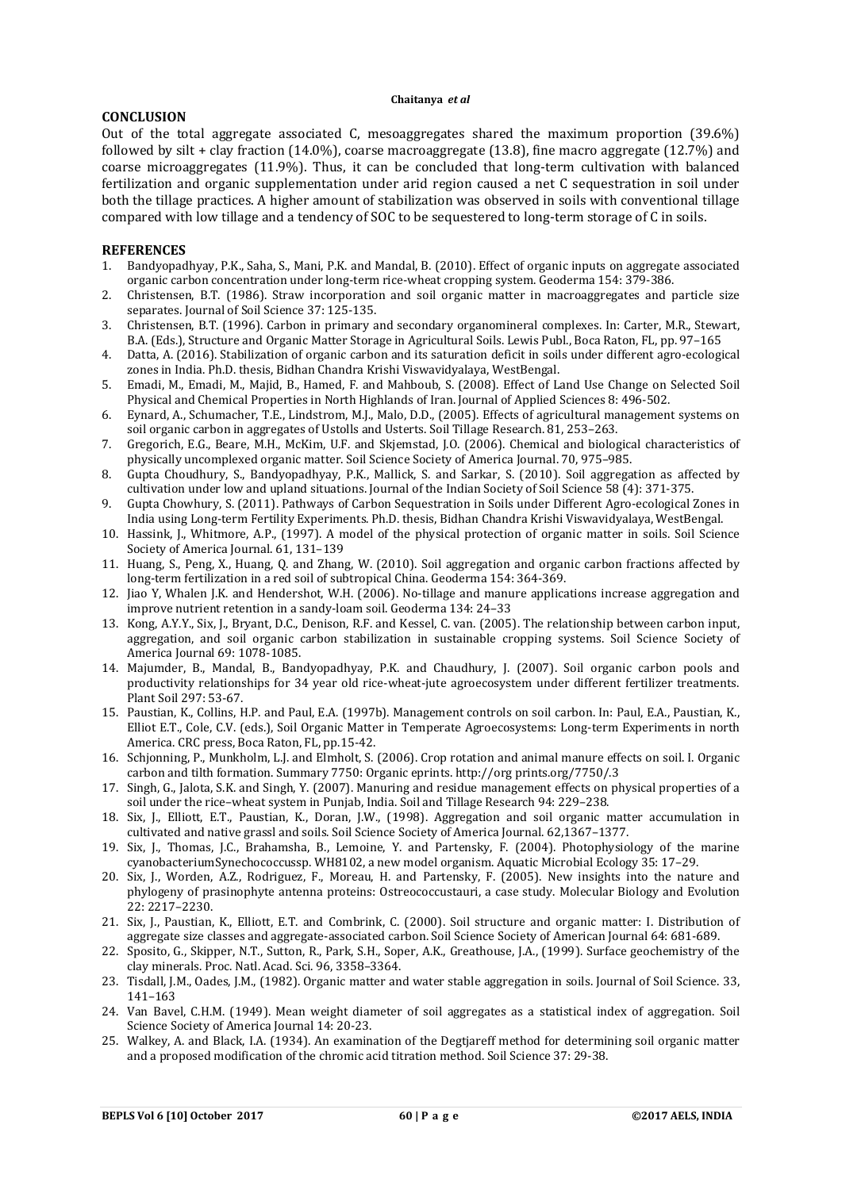## CONCLUSION

Out of the total aggregate associated C, mesoaggregates shared the maximum proportion (39.6%) followed by silt + clay fraction (14.0%), coarse macroaggregate (13.8), fine macro aggregate (12.7%) and coarse microaggregates (11.9%). Thus, it can be concluded that long-term cultivation with balanced fertilization and organic supplementation under arid region caused a net C sequestration in soil under both the tillage practices. A higher amount of stabilization was observed in soils with conventional tillage compared with low tillage and a tendency of SOC to be sequestered to long-term storage of C in soils.

## REFERENCES

1. Bandyopadhyay, P.K., Saha, S., Mani, P.K. and Mandal, B. (2010). Effect of organic inputs on aggregate associated organic carbon concentration under long-term rice-wheat cropping system. Geoderma 154: 379-386.
2. Christensen, B.T. (1986). Straw incorporation and soil organic matter in macroaggregates and particle size separates. Journal of Soil Science 37: 125-135.
3. Christensen, B.T. (1996). Carbon in primary and secondary organomineral complexes. In: Carter, M.R., Stewart, B.A. (Eds.), Structure and Organic Matter Storage in Agricultural Soils. Lewis Publ., Boca Raton, FL, pp. 97–165
4. Datta, A. (2016). Stabilization of organic carbon and its saturation deficit in soils under different agro-ecological zones in India. Ph.D. thesis, Bidhan Chandra Krishi Viswavidyalaya, WestBengal.
5. Emadi, M., Emadi, M., Majid, B., Hamed, F. and Mahboub, S. (2008). Effect of Land Use Change on Selected Soil Physical and Chemical Properties in North Highlands of Iran. Journal of Applied Sciences 8: 496-502.
6. Eynard, A., Schumacher, T.E., Lindstrom, M.J., Malo, D.D., (2005). Effects of agricultural management systems on soil organic carbon in aggregates of Ustolls and Usterts. Soil Tillage Research. 81, 253–263.
7. Gregorich, E.G., Beare, M.H., McKim, U.F. and Skjemstad, J.O. (2006). Chemical and biological characteristics of physically uncomplexed organic matter. Soil Science Society of America Journal. 70, 975–985.
8. Gupta Choudhury, S., Bandyopadhyay, P.K., Mallick, S. and Sarkar, S. (2010). Soil aggregation as affected by cultivation under low and upland situations. Journal of the Indian Society of Soil Science 58 (4): 371-375.
9. Gupta Chowhury, S. (2011). Pathways of Carbon Sequestration in Soils under Different Agro-ecological Zones in India using Long-term Fertility Experiments. Ph.D. thesis, Bidhan Chandra Krishi Viswavidyalaya, WestBengal.
10. Hassink, J., Whitmore, A.P., (1997). A model of the physical protection of organic matter in soils. Soil Science Society of America Journal. 61, 131–139
11. Huang, S., Peng, X., Huang, Q. and Zhang, W. (2010). Soil aggregation and organic carbon fractions affected by long-term fertilization in a red soil of subtropical China. Geoderma 154: 364-369.
12. Jiao Y, Whalen J.K. and Hendershot, W.H. (2006). No-tillage and manure applications increase aggregation and improve nutrient retention in a sandy-loam soil. Geoderma 134: 24–33
13. Kong, A.Y.Y., Six, J., Bryant, D.C., Denison, R.F. and Kessel, C. van. (2005). The relationship between carbon input, aggregation, and soil organic carbon stabilization in sustainable cropping systems. Soil Science Society of America Journal 69: 1078-1085.
14. Majumder, B., Mandal, B., Bandyopadhyay, P.K. and Chaudhury, J. (2007). Soil organic carbon pools and productivity relationships for 34 year old rice-wheat-jute agroecosystem under different fertilizer treatments. Plant Soil 297: 53-67.
15. Paustian, K., Collins, H.P. and Paul, E.A. (1997b). Management controls on soil carbon. In: Paul, E.A., Paustian, K., Elliot E.T., Cole, C.V. (eds.), Soil Organic Matter in Temperate Agroecosystems: Long-term Experiments in north America. CRC press, Boca Raton, FL, pp.15-42.
16. Schjonning, P., Munkholm, L.J. and Elmholt, S. (2006). Crop rotation and animal manure effects on soil. I. Organic carbon and tilth formation. Summary 7750: Organic eprints. http://org prints.org/7750/.3
17. Singh, G., Jalota, S.K. and Singh, Y. (2007). Manuring and residue management effects on physical properties of a soil under the rice–wheat system in Punjab, India. Soil and Tillage Research 94: 229–238.
18. Six, J., Elliott, E.T., Paustian, K., Doran, J.W., (1998). Aggregation and soil organic matter accumulation in cultivated and native grassl and soils. Soil Science Society of America Journal. 62,1367–1377.
19. Six, J., Thomas, J.C., Brahamsha, B., Lemoine, Y. and Partensky, F. (2004). Photophysiology of the marine cyanobacteriumSynechococcussp. WH8102, a new model organism. Aquatic Microbial Ecology 35: 17–29.
20. Six, J., Worden, A.Z., Rodriguez, F., Moreau, H. and Partensky, F. (2005). New insights into the nature and phylogeny of prasinophyte antenna proteins: Ostreococcustauri, a case study. Molecular Biology and Evolution 22: 2217–2230.
21. Six, J., Paustian, K., Elliott, E.T. and Combrink, C. (2000). Soil structure and organic matter: I. Distribution of aggregate size classes and aggregate-associated carbon. Soil Science Society of American Journal 64: 681-689.
22. Sposito, G., Skipper, N.T., Sutton, R., Park, S.H., Soper, A.K., Greathouse, J.A., (1999). Surface geochemistry of the clay minerals. Proc. Natl. Acad. Sci. 96, 3358–3364.
23. Tisdall, J.M., Oades, J.M., (1982). Organic matter and water stable aggregation in soils. Journal of Soil Science. 33, 141–163
24. Van Bavel, C.H.M. (1949). Mean weight diameter of soil aggregates as a statistical index of aggregation. Soil Science Society of America Journal 14: 20-23.
25. Walkey, A. and Black, I.A. (1934). An examination of the Degtjareff method for determining soil organic matter and a proposed modification of the chromic acid titration method. Soil Science 37: 29-38.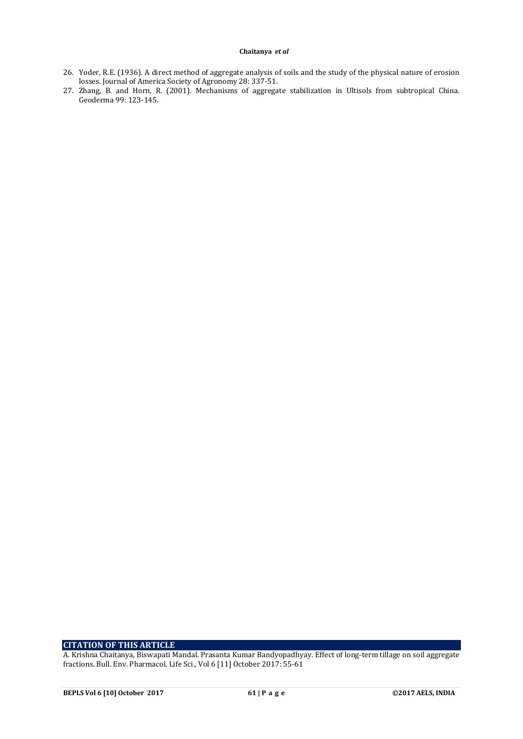26. Yoder, R.E. (1936). A direct method of aggregate analysis of soils and the study of the physical nature of erosion losses. Journal of America Society of Agronomy 28: 337-51.
27. Zhang, B. and Horn, R. (2001). Mechanisms of aggregate stabilization in Ultisols from subtropical China. Geoderma 99: 123-145.

## CITATION OF THIS ARTICLE

A. Krishna Chaitanya, Biswapati Mandal. Prasanta Kumar Bandyopadhyay. Effect of long-term tillage on soil aggregate fractions. Bull. Env. Pharmacol. Life Sci., Vol 6 [11] October 2017: 55-61